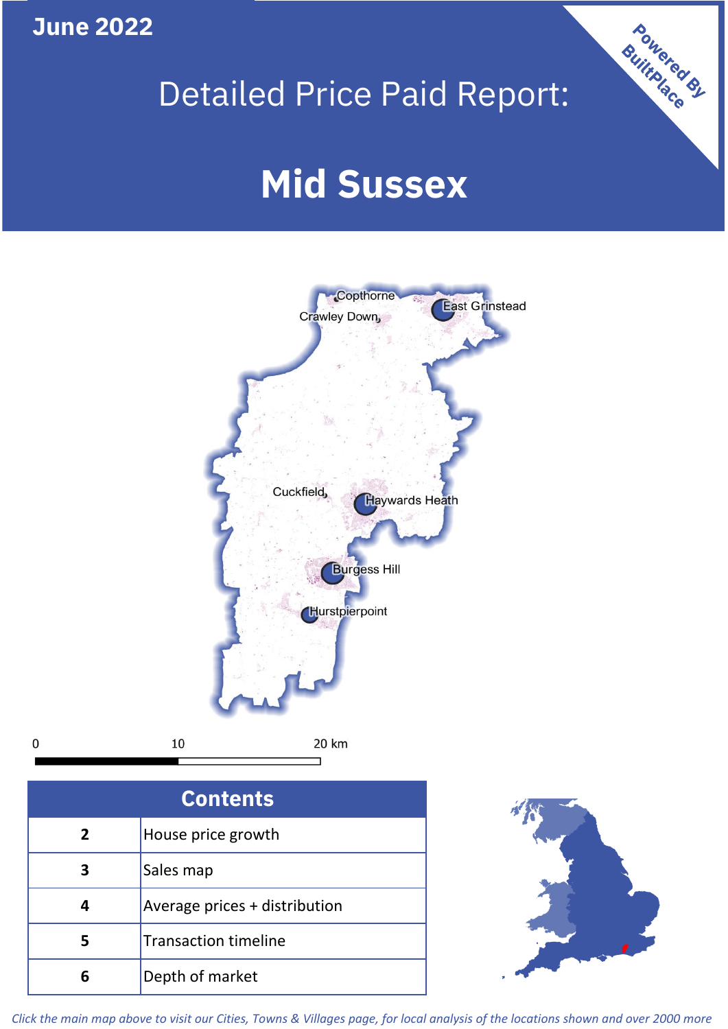June 2022

# Detailed Price Paid Report:

# Mid Sussex

Powered By BuiltPlace

Copthorne
Crawley Down
East Grinstead
Cuckfield
Haywards Heath
Burgess Hill
Hurstpierpoint

0 10 20 km

| Contents | |
|---|---|
| 2 | House price growth |
| 3 | Sales map |
| 4 | Average prices + distribution |
| 5 | Transaction timeline |
| 6 | Depth of market |

*Click the main map above to visit our Cities, Towns & Villages page, for local analysis of the locations shown and over 2000 more*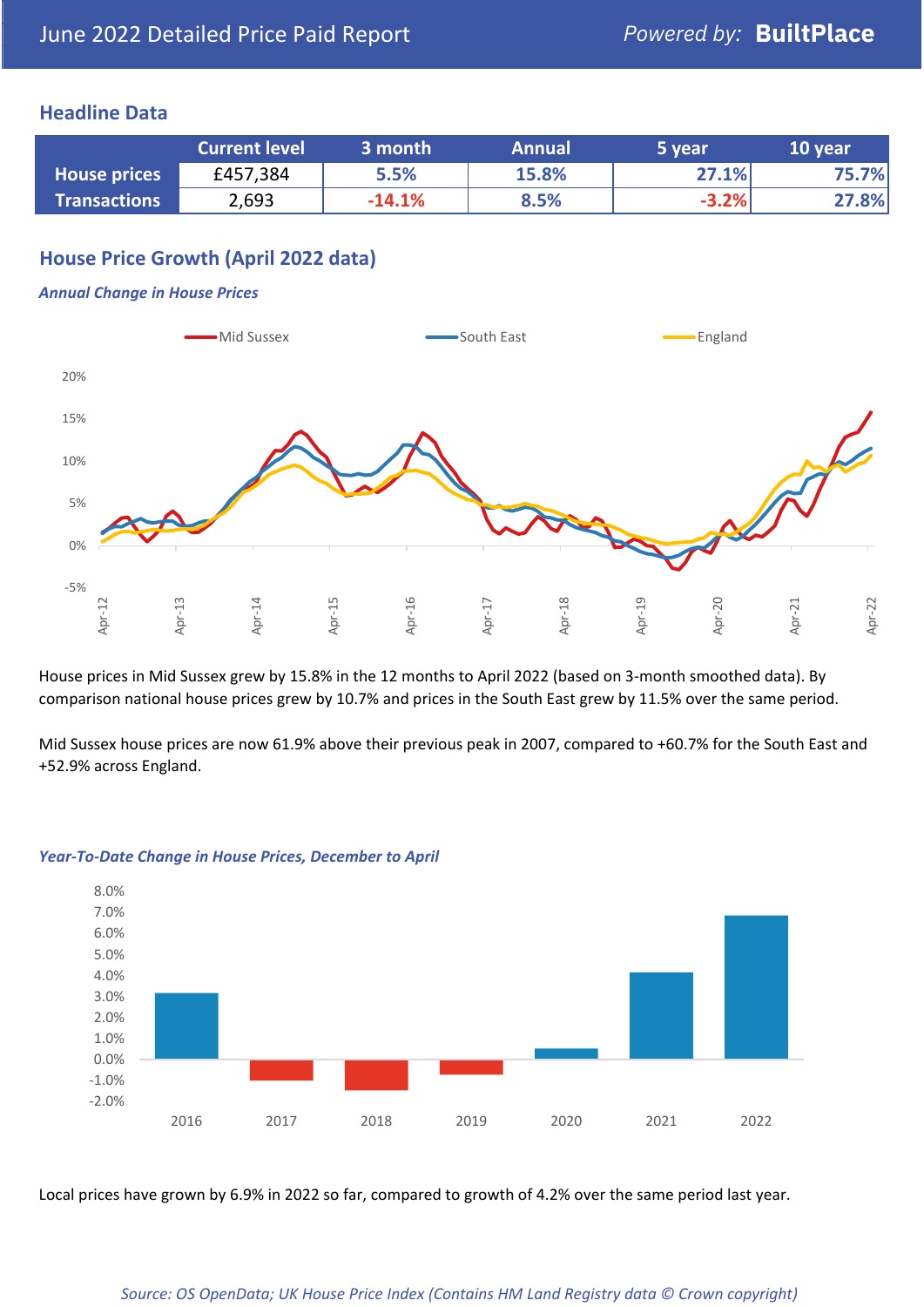# June 2022 Detailed Price Paid Report

Powered by: **BuiltPlace**

## Headline Data

| | Current level | 3 month | Annual | 5 year | 10 year |
|---|---|---|---|---|---|
| **House prices** | £457,384 | 5.5% | 15.8% | 27.1% | 75.7% |
| **Transactions** | 2,693 | -14.1% | 8.5% | -3.2% | 27.8% |

## House Price Growth (April 2022 data)

### *Annual Change in House Prices*

House prices in Mid Sussex grew by 15.8% in the 12 months to April 2022 (based on 3-month smoothed data). By comparison national house prices grew by 10.7% and prices in the South East grew by 11.5% over the same period.

Mid Sussex house prices are now 61.9% above their previous peak in 2007, compared to +60.7% for the South East and +52.9% across England.

### *Year-To-Date Change in House Prices, December to April*

Local prices have grown by 6.9% in 2022 so far, compared to growth of 4.2% over the same period last year.

*Source: OS OpenData; UK House Price Index (Contains HM Land Registry data © Crown copyright)*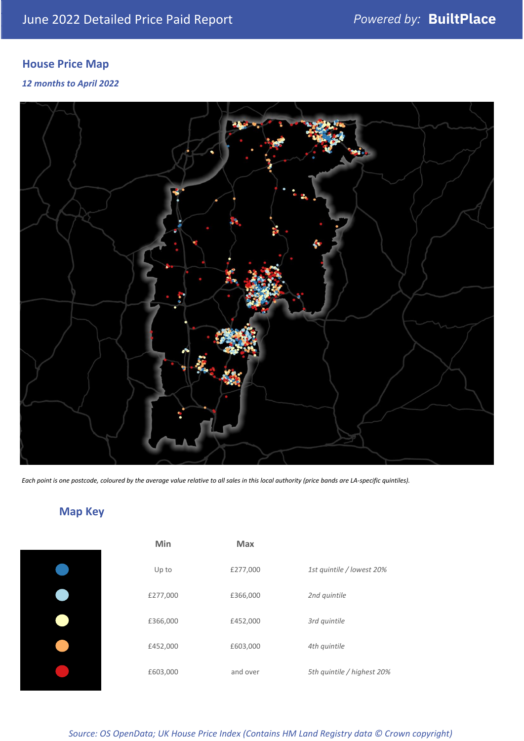June 2022 Detailed Price Paid Report

Powered by: **BuiltPlace**

## House Price Map

*12 months to April 2022*

*Each point is one postcode, coloured by the average value relative to all sales in this local authority (price bands are LA-specific quintiles).*

## Map Key

| | Min | Max | |
|---|---|---|---|
| | Up to | £277,000 | *1st quintile / lowest 20%* |
| | £277,000 | £366,000 | *2nd quintile* |
| | £366,000 | £452,000 | *3rd quintile* |
| | £452,000 | £603,000 | *4th quintile* |
| | £603,000 | and over | *5th quintile / highest 20%* |

*Source: OS OpenData; UK House Price Index (Contains HM Land Registry data © Crown copyright)*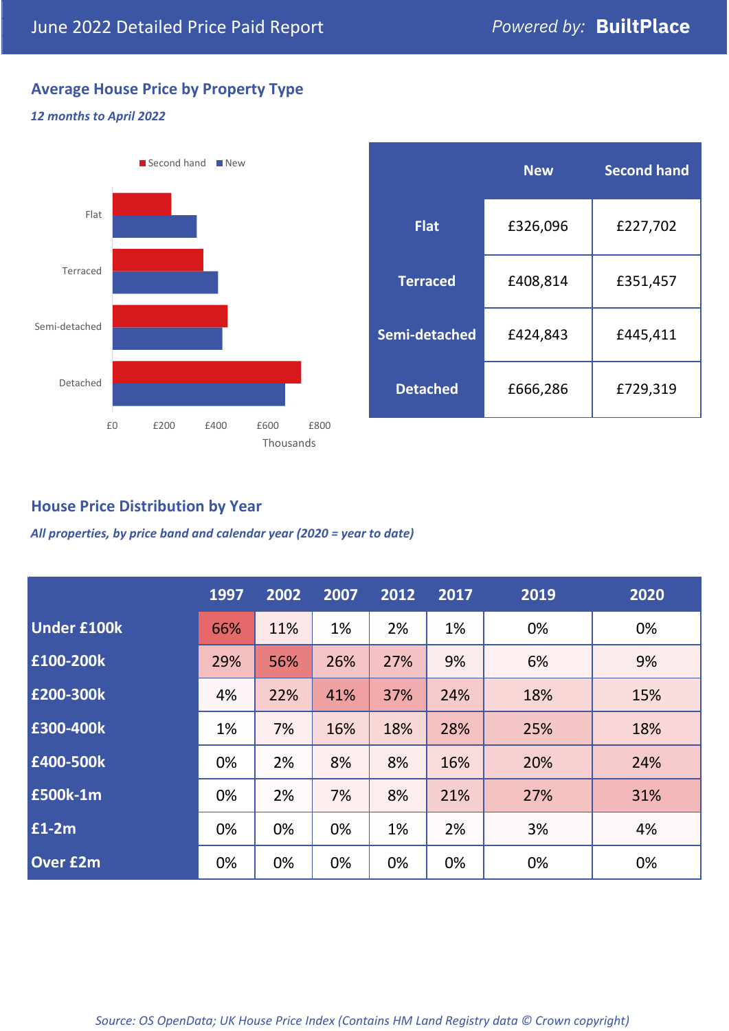June 2022 Detailed Price Paid Report — *Powered by:* **BuiltPlace**

## Average House Price by Property Type

*12 months to April 2022*

Second hand / New

Flat, Terraced, Semi-detached, Detached

£0 £200 £400 £600 £800

Thousands

| | New | Second hand |
|---|---|---|
| **Flat** | £326,096 | £227,702 |
| **Terraced** | £408,814 | £351,457 |
| **Semi-detached** | £424,843 | £445,411 |
| **Detached** | £666,286 | £729,319 |

## House Price Distribution by Year

*All properties, by price band and calendar year (2020 = year to date)*

| | 1997 | 2002 | 2007 | 2012 | 2017 | 2019 | 2020 |
|---|---|---|---|---|---|---|---|
| **Under £100k** | 66% | 11% | 1% | 2% | 1% | 0% | 0% |
| **£100-200k** | 29% | 56% | 26% | 27% | 9% | 6% | 9% |
| **£200-300k** | 4% | 22% | 41% | 37% | 24% | 18% | 15% |
| **£300-400k** | 1% | 7% | 16% | 18% | 28% | 25% | 18% |
| **£400-500k** | 0% | 2% | 8% | 8% | 16% | 20% | 24% |
| **£500k-1m** | 0% | 2% | 7% | 8% | 21% | 27% | 31% |
| **£1-2m** | 0% | 0% | 0% | 1% | 2% | 3% | 4% |
| **Over £2m** | 0% | 0% | 0% | 0% | 0% | 0% | 0% |

*Source: OS OpenData; UK House Price Index (Contains HM Land Registry data © Crown copyright)*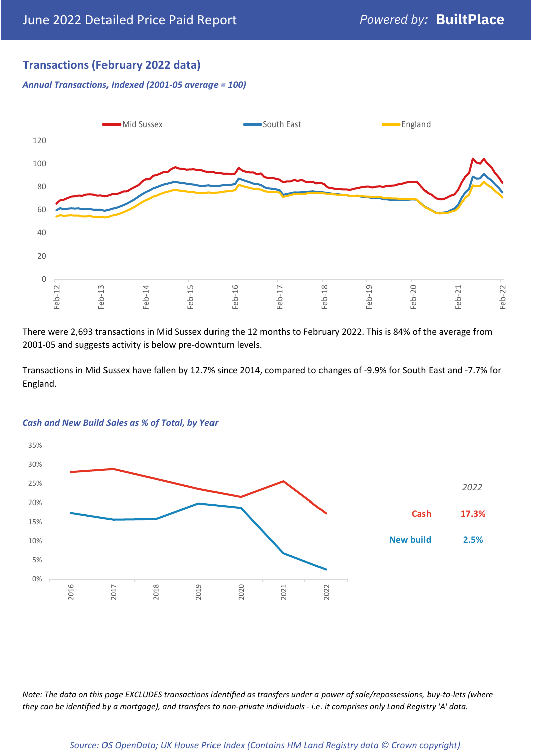## Transactions (February 2022 data)

*Annual Transactions, Indexed (2001-05 average = 100)*

There were 2,693 transactions in Mid Sussex during the 12 months to February 2022. This is 84% of the average from 2001-05 and suggests activity is below pre-downturn levels.

Transactions in Mid Sussex have fallen by 12.7% since 2014, compared to changes of -9.9% for South East and -7.7% for England.

*Cash and New Build Sales as % of Total, by Year*

| *2022* | |
|---|---|
| Cash | 17.3% |
| New build | 2.5% |

*Note: The data on this page EXCLUDES transactions identified as transfers under a power of sale/repossessions, buy-to-lets (where they can be identified by a mortgage), and transfers to non-private individuals - i.e. it comprises only Land Registry 'A' data.*

*Source: OS OpenData; UK House Price Index (Contains HM Land Registry data © Crown copyright)*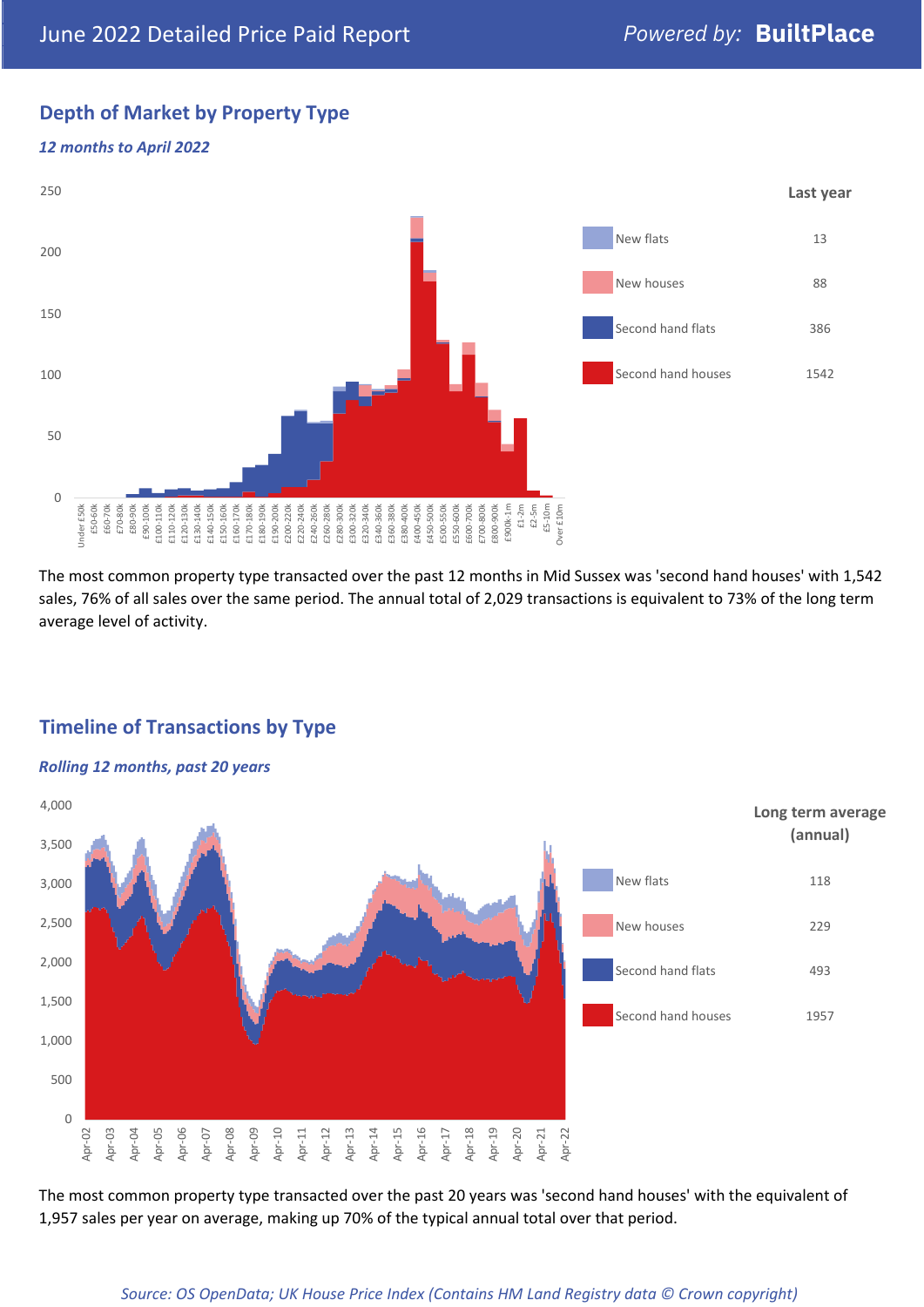June 2022 Detailed Price Paid Report

Powered by: **BuiltPlace**

## Depth of Market by Property Type

*12 months to April 2022*

250
200
150
100
50
0

Under £50k, £50-60k, £60-70k, £70-80k, £80-90k, £90-100k, £100-110k, £110-120k, £120-130k, £130-140k, £140-150k, £150-160k, £160-170k, £170-180k, £180-190k, £190-200k, £200-220k, £220-240k, £240-260k, £260-280k, £280-300k, £300-320k, £320-340k, £340-360k, £360-380k, £380-400k, £400-450k, £450-500k, £500-550k, £550-600k, £600-700k, £700-800k, £800-900k, £900k-1m, £1-2m, £2-5m, £5-10m, Over £10m

Last year

New flats 13
New houses 88
Second hand flats 386
Second hand houses 1542

The most common property type transacted over the past 12 months in Mid Sussex was 'second hand houses' with 1,542 sales, 76% of all sales over the same period. The annual total of 2,029 transactions is equivalent to 73% of the long term average level of activity.

## Timeline of Transactions by Type

*Rolling 12 months, past 20 years*

4,000
3,500
3,000
2,500
2,000
1,500
1,000
500
0

Apr-02, Apr-03, Apr-04, Apr-05, Apr-06, Apr-07, Apr-08, Apr-09, Apr-10, Apr-11, Apr-12, Apr-13, Apr-14, Apr-15, Apr-16, Apr-17, Apr-18, Apr-19, Apr-20, Apr-21, Apr-22

Long term average (annual)

New flats 118
New houses 229
Second hand flats 493
Second hand houses 1957

The most common property type transacted over the past 20 years was 'second hand houses' with the equivalent of 1,957 sales per year on average, making up 70% of the typical annual total over that period.

*Source: OS OpenData; UK House Price Index (Contains HM Land Registry data © Crown copyright)*